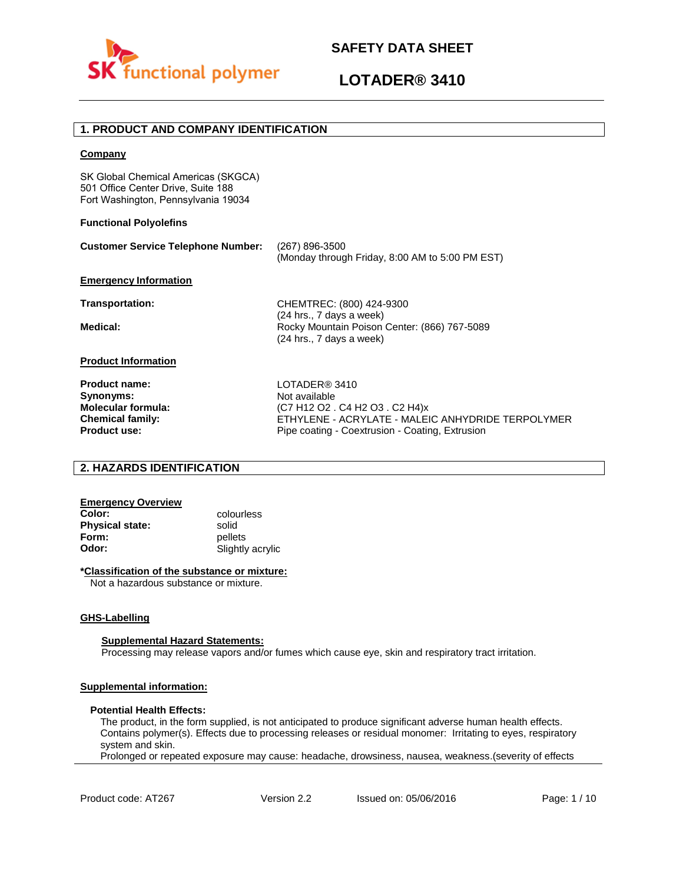# SAFETY DATA SHEET

# LOTADER® 3410

## 1. PRODUCT AND COMPANY IDENTIFICATION

**Company**

SK Global Chemical Americas (SKGCA)
501 Office Center Drive, Suite 188
Fort Washington, Pennsylvania 19034

**Functional Polyolefins**

**Customer Service Telephone Number:** (267) 896-3500
(Monday through Friday, 8:00 AM to 5:00 PM EST)

**Emergency Information**

**Transportation:** CHEMTREC: (800) 424-9300
(24 hrs., 7 days a week)

**Medical:** Rocky Mountain Poison Center: (866) 767-5089
(24 hrs., 7 days a week)

**Product Information**

**Product name:** LOTADER® 3410
**Synonyms:** Not available
**Molecular formula:** $(C_7H_{12}O_2 . C_4H_2O_3 . C_2H_4)_x$
**Chemical family:** ETHYLENE - ACRYLATE - MALEIC ANHYDRIDE TERPOLYMER
**Product use:** Pipe coating - Coextrusion - Coating, Extrusion

## 2. HAZARDS IDENTIFICATION

**Emergency Overview**
**Color:** colourless
**Physical state:** solid
**Form:** pellets
**Odor:** Slightly acrylic

**\*Classification of the substance or mixture:**
Not a hazardous substance or mixture.

**GHS-Labelling**

**Supplemental Hazard Statements:**
Processing may release vapors and/or fumes which cause eye, skin and respiratory tract irritation.

**Supplemental information:**

**Potential Health Effects:**
The product, in the form supplied, is not anticipated to produce significant adverse human health effects. Contains polymer(s). Effects due to processing releases or residual monomer: Irritating to eyes, respiratory system and skin.
Prolonged or repeated exposure may cause: headache, drowsiness, nausea, weakness.(severity of effects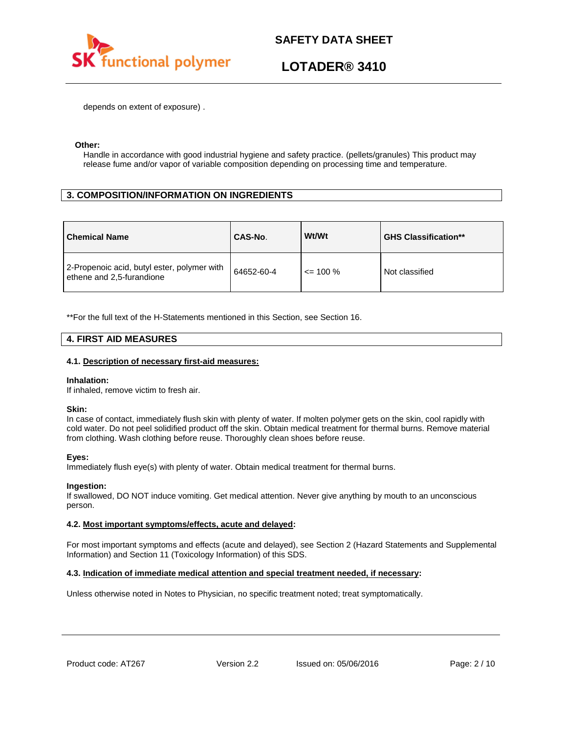depends on extent of exposure) .

**Other:**

Handle in accordance with good industrial hygiene and safety practice. (pellets/granules) This product may release fume and/or vapor of variable composition depending on processing time and temperature.

## 3. COMPOSITION/INFORMATION ON INGREDIENTS

| Chemical Name | CAS-No. | Wt/Wt | GHS Classification** |
|---|---|---|---|
| 2-Propenoic acid, butyl ester, polymer with ethene and 2,5-furandione | 64652-60-4 | <= 100 % | Not classified |

**For the full text of the H-Statements mentioned in this Section, see Section 16.

## 4. FIRST AID MEASURES

### 4.1. Description of necessary first-aid measures:

**Inhalation:**
If inhaled, remove victim to fresh air.

**Skin:**
In case of contact, immediately flush skin with plenty of water. If molten polymer gets on the skin, cool rapidly with cold water. Do not peel solidified product off the skin. Obtain medical treatment for thermal burns. Remove material from clothing. Wash clothing before reuse. Thoroughly clean shoes before reuse.

**Eyes:**
Immediately flush eye(s) with plenty of water. Obtain medical treatment for thermal burns.

**Ingestion:**
If swallowed, DO NOT induce vomiting. Get medical attention. Never give anything by mouth to an unconscious person.

### 4.2. Most important symptoms/effects, acute and delayed:

For most important symptoms and effects (acute and delayed), see Section 2 (Hazard Statements and Supplemental Information) and Section 11 (Toxicology Information) of this SDS.

### 4.3. Indication of immediate medical attention and special treatment needed, if necessary:

Unless otherwise noted in Notes to Physician, no specific treatment noted; treat symptomatically.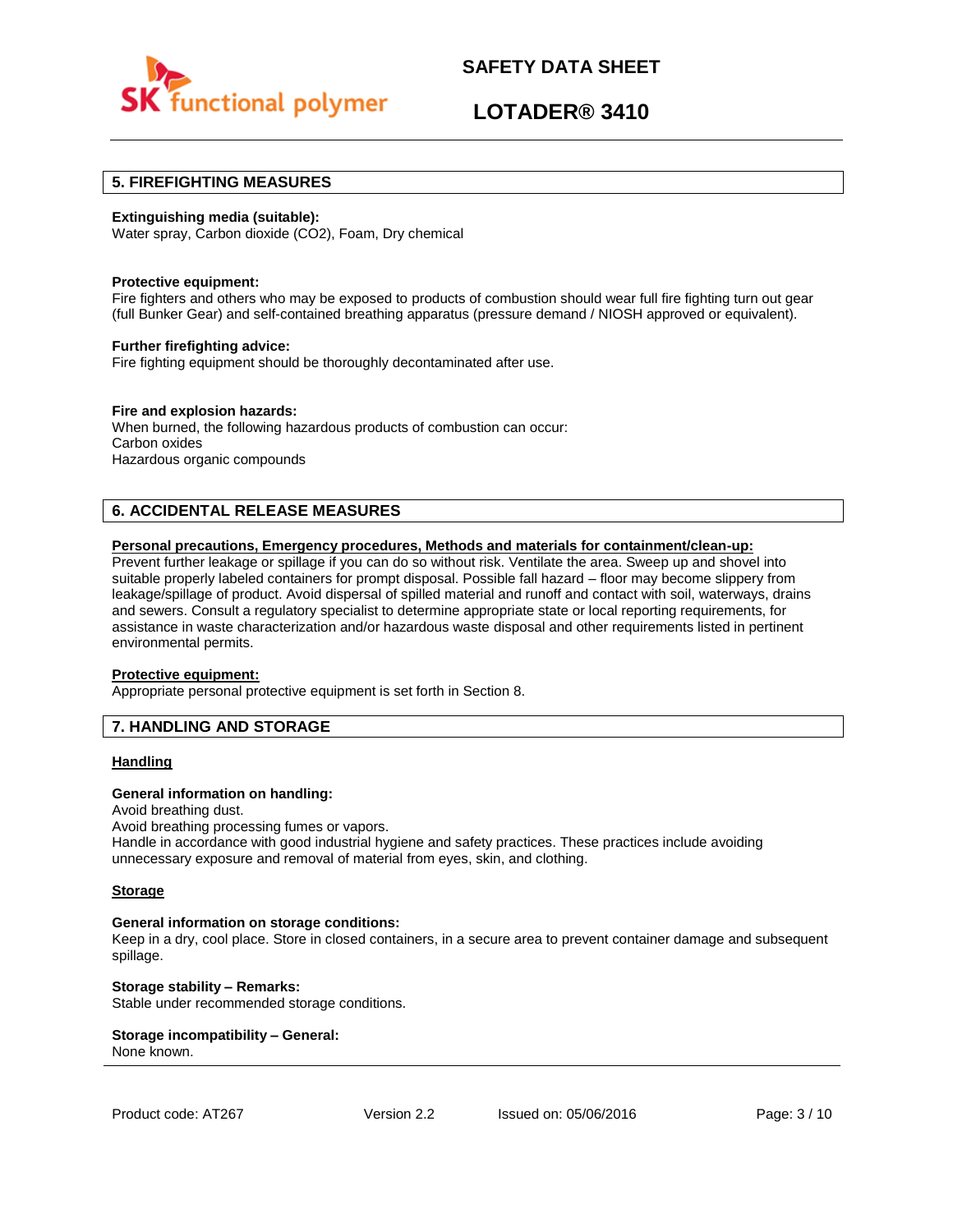## 5. FIREFIGHTING MEASURES

**Extinguishing media (suitable):**
Water spray, Carbon dioxide (CO2), Foam, Dry chemical

**Protective equipment:**
Fire fighters and others who may be exposed to products of combustion should wear full fire fighting turn out gear (full Bunker Gear) and self-contained breathing apparatus (pressure demand / NIOSH approved or equivalent).

**Further firefighting advice:**
Fire fighting equipment should be thoroughly decontaminated after use.

**Fire and explosion hazards:**
When burned, the following hazardous products of combustion can occur:
Carbon oxides
Hazardous organic compounds

## 6. ACCIDENTAL RELEASE MEASURES

**Personal precautions, Emergency procedures, Methods and materials for containment/clean-up:**
Prevent further leakage or spillage if you can do so without risk. Ventilate the area. Sweep up and shovel into suitable properly labeled containers for prompt disposal. Possible fall hazard – floor may become slippery from leakage/spillage of product. Avoid dispersal of spilled material and runoff and contact with soil, waterways, drains and sewers. Consult a regulatory specialist to determine appropriate state or local reporting requirements, for assistance in waste characterization and/or hazardous waste disposal and other requirements listed in pertinent environmental permits.

**Protective equipment:**
Appropriate personal protective equipment is set forth in Section 8.

## 7. HANDLING AND STORAGE

**Handling**

**General information on handling:**
Avoid breathing dust.
Avoid breathing processing fumes or vapors.
Handle in accordance with good industrial hygiene and safety practices. These practices include avoiding unnecessary exposure and removal of material from eyes, skin, and clothing.

**Storage**

**General information on storage conditions:**
Keep in a dry, cool place. Store in closed containers, in a secure area to prevent container damage and subsequent spillage.

**Storage stability – Remarks:**
Stable under recommended storage conditions.

**Storage incompatibility – General:**
None known.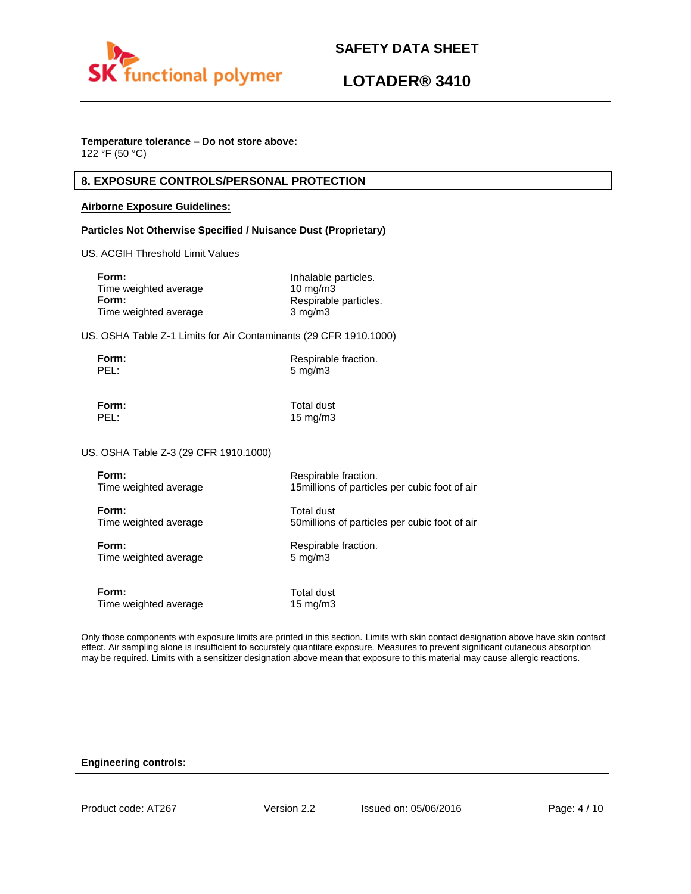**Temperature tolerance – Do not store above:**
122 °F (50 °C)

## 8. EXPOSURE CONTROLS/PERSONAL PROTECTION

**Airborne Exposure Guidelines:**

**Particles Not Otherwise Specified / Nuisance Dust (Proprietary)**

US. ACGIH Threshold Limit Values

| | |
|---|---|
| **Form:** | Inhalable particles. |
| Time weighted average | 10 mg/m3 |
| **Form:** | Respirable particles. |
| Time weighted average | 3 mg/m3 |

US. OSHA Table Z-1 Limits for Air Contaminants (29 CFR 1910.1000)

| | |
|---|---|
| **Form:** | Respirable fraction. |
| PEL: | 5 mg/m3 |
| **Form:** | Total dust |
| PEL: | 15 mg/m3 |

US. OSHA Table Z-3 (29 CFR 1910.1000)

| | |
|---|---|
| **Form:** | Respirable fraction. |
| Time weighted average | 15millions of particles per cubic foot of air |
| **Form:** | Total dust |
| Time weighted average | 50millions of particles per cubic foot of air |
| **Form:** | Respirable fraction. |
| Time weighted average | 5 mg/m3 |
| **Form:** | Total dust |
| Time weighted average | 15 mg/m3 |

Only those components with exposure limits are printed in this section. Limits with skin contact designation above have skin contact effect. Air sampling alone is insufficient to accurately quantitate exposure. Measures to prevent significant cutaneous absorption may be required. Limits with a sensitizer designation above mean that exposure to this material may cause allergic reactions.

**Engineering controls:**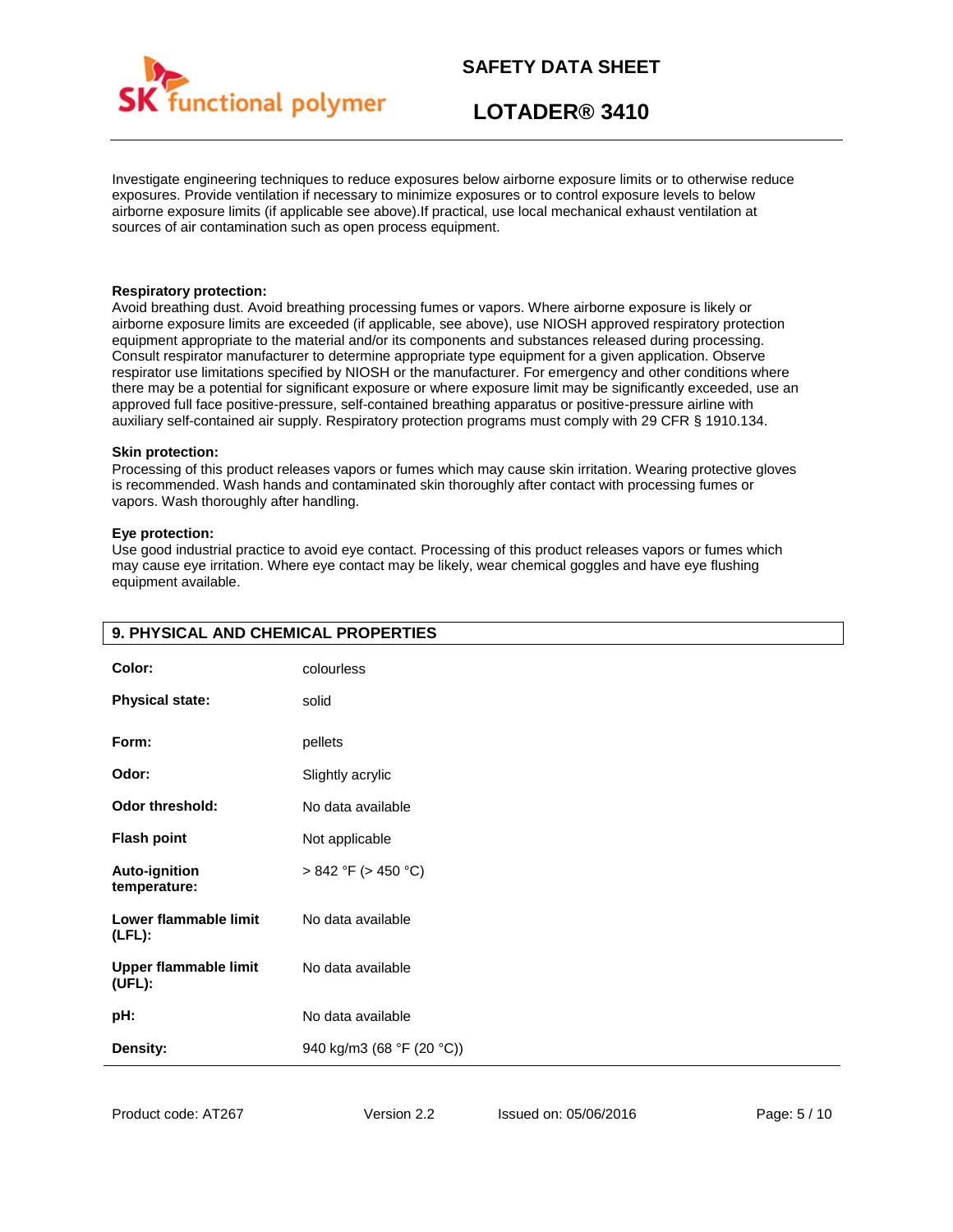Investigate engineering techniques to reduce exposures below airborne exposure limits or to otherwise reduce exposures. Provide ventilation if necessary to minimize exposures or to control exposure levels to below airborne exposure limits (if applicable see above).If practical, use local mechanical exhaust ventilation at sources of air contamination such as open process equipment.

**Respiratory protection:**
Avoid breathing dust. Avoid breathing processing fumes or vapors. Where airborne exposure is likely or airborne exposure limits are exceeded (if applicable, see above), use NIOSH approved respiratory protection equipment appropriate to the material and/or its components and substances released during processing. Consult respirator manufacturer to determine appropriate type equipment for a given application. Observe respirator use limitations specified by NIOSH or the manufacturer. For emergency and other conditions where there may be a potential for significant exposure or where exposure limit may be significantly exceeded, use an approved full face positive-pressure, self-contained breathing apparatus or positive-pressure airline with auxiliary self-contained air supply. Respiratory protection programs must comply with 29 CFR § 1910.134.

**Skin protection:**
Processing of this product releases vapors or fumes which may cause skin irritation. Wearing protective gloves is recommended. Wash hands and contaminated skin thoroughly after contact with processing fumes or vapors. Wash thoroughly after handling.

**Eye protection:**
Use good industrial practice to avoid eye contact. Processing of this product releases vapors or fumes which may cause eye irritation. Where eye contact may be likely, wear chemical goggles and have eye flushing equipment available.

## 9. PHYSICAL AND CHEMICAL PROPERTIES

| | |
|---|---|
| **Color:** | colourless |
| **Physical state:** | solid |
| **Form:** | pellets |
| **Odor:** | Slightly acrylic |
| **Odor threshold:** | No data available |
| **Flash point** | Not applicable |
| **Auto-ignition temperature:** | > 842 °F (> 450 °C) |
| **Lower flammable limit (LFL):** | No data available |
| **Upper flammable limit (UFL):** | No data available |
| **pH:** | No data available |
| **Density:** | 940 kg/m3 (68 °F (20 °C)) |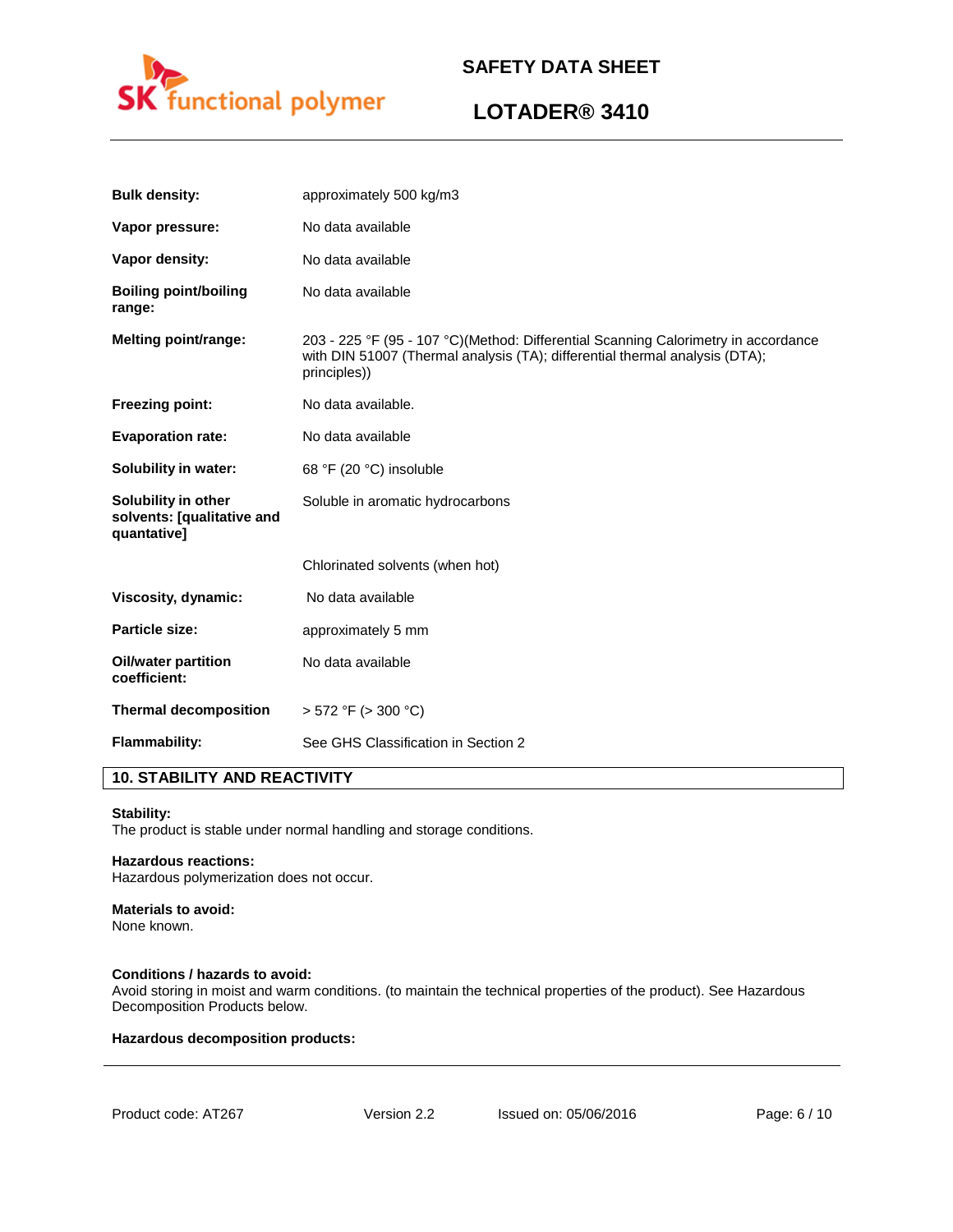| | |
|---|---|
| **Bulk density:** | approximately 500 kg/m3 |
| **Vapor pressure:** | No data available |
| **Vapor density:** | No data available |
| **Boiling point/boiling range:** | No data available |
| **Melting point/range:** | 203 - 225 °F (95 - 107 °C)(Method: Differential Scanning Calorimetry in accordance with DIN 51007 (Thermal analysis (TA); differential thermal analysis (DTA); principles)) |
| **Freezing point:** | No data available. |
| **Evaporation rate:** | No data available |
| **Solubility in water:** | 68 °F (20 °C) insoluble |
| **Solubility in other solvents: [qualitative and quantative]** | Soluble in aromatic hydrocarbons |
| | Chlorinated solvents (when hot) |
| **Viscosity, dynamic:** | No data available |
| **Particle size:** | approximately 5 mm |
| **Oil/water partition coefficient:** | No data available |
| **Thermal decomposition** | > 572 °F (> 300 °C) |
| **Flammability:** | See GHS Classification in Section 2 |

## 10. STABILITY AND REACTIVITY

**Stability:**
The product is stable under normal handling and storage conditions.

**Hazardous reactions:**
Hazardous polymerization does not occur.

**Materials to avoid:**
None known.

**Conditions / hazards to avoid:**
Avoid storing in moist and warm conditions. (to maintain the technical properties of the product). See Hazardous Decomposition Products below.

**Hazardous decomposition products:**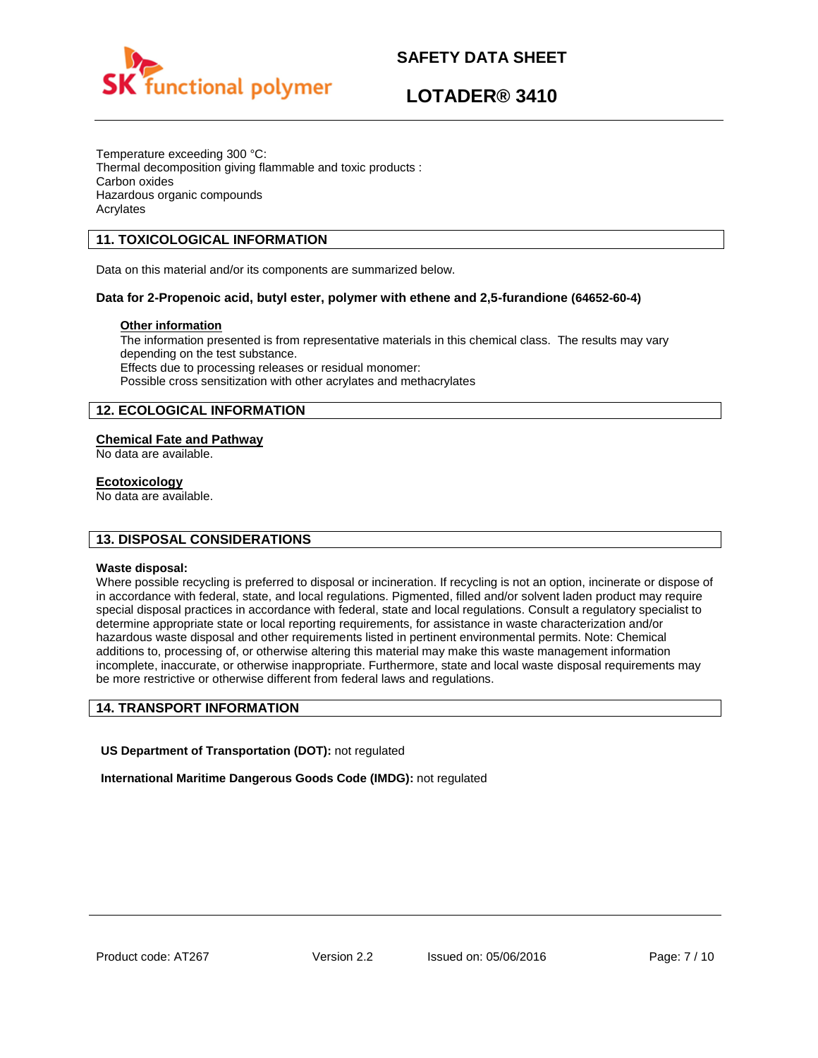Temperature exceeding 300 °C:
Thermal decomposition giving flammable and toxic products :
Carbon oxides
Hazardous organic compounds
Acrylates

## 11. TOXICOLOGICAL INFORMATION

Data on this material and/or its components are summarized below.

**Data for 2-Propenoic acid, butyl ester, polymer with ethene and 2,5-furandione (64652-60-4)**

**Other information**
The information presented is from representative materials in this chemical class. The results may vary depending on the test substance.
Effects due to processing releases or residual monomer:
Possible cross sensitization with other acrylates and methacrylates

## 12. ECOLOGICAL INFORMATION

**Chemical Fate and Pathway**
No data are available.

**Ecotoxicology**
No data are available.

## 13. DISPOSAL CONSIDERATIONS

**Waste disposal:**
Where possible recycling is preferred to disposal or incineration. If recycling is not an option, incinerate or dispose of in accordance with federal, state, and local regulations. Pigmented, filled and/or solvent laden product may require special disposal practices in accordance with federal, state and local regulations. Consult a regulatory specialist to determine appropriate state or local reporting requirements, for assistance in waste characterization and/or hazardous waste disposal and other requirements listed in pertinent environmental permits. Note: Chemical additions to, processing of, or otherwise altering this material may make this waste management information incomplete, inaccurate, or otherwise inappropriate. Furthermore, state and local waste disposal requirements may be more restrictive or otherwise different from federal laws and regulations.

## 14. TRANSPORT INFORMATION

**US Department of Transportation (DOT):** not regulated

**International Maritime Dangerous Goods Code (IMDG):** not regulated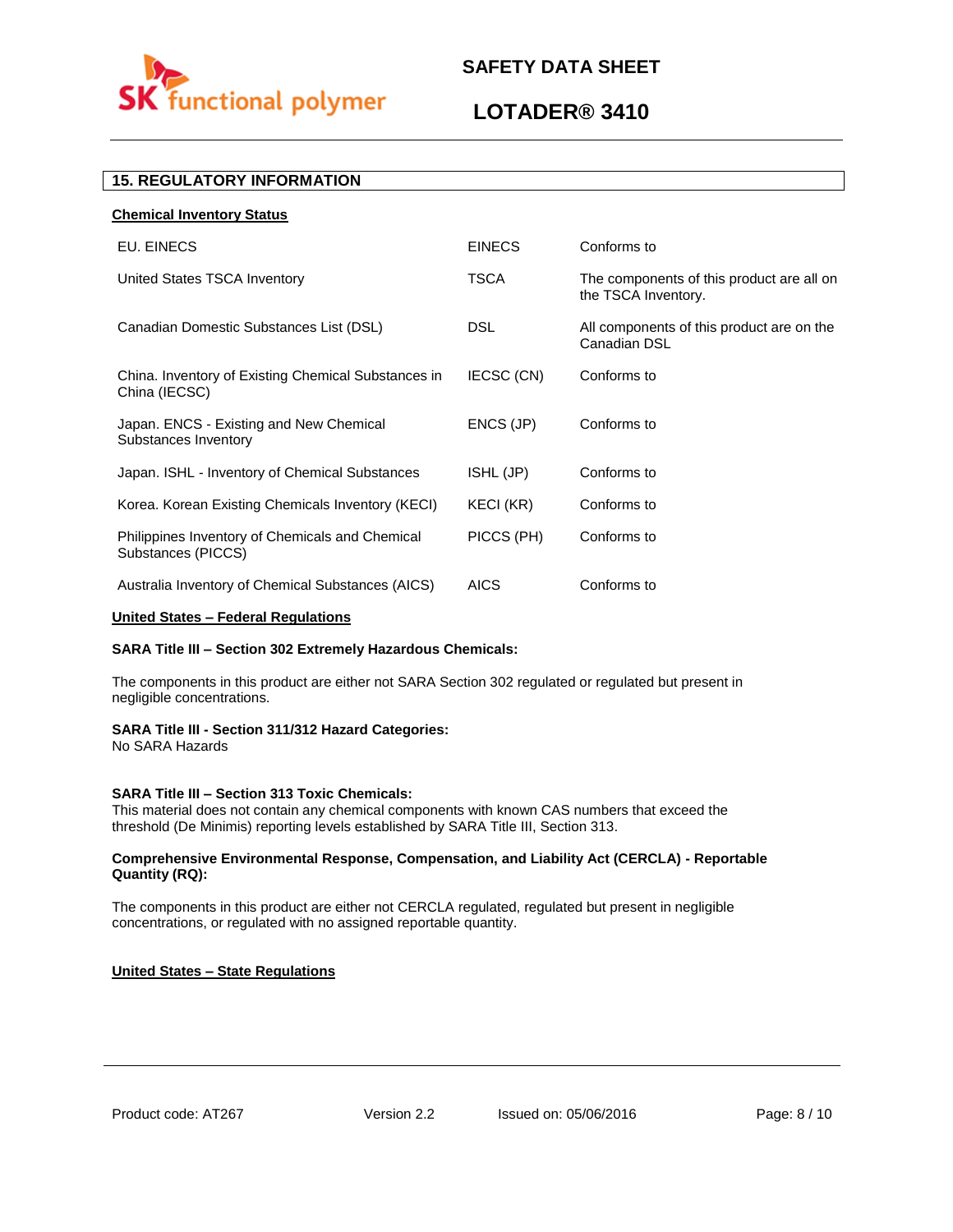## 15. REGULATORY INFORMATION

**Chemical Inventory Status**

| | | |
|---|---|---|
| EU. EINECS | EINECS | Conforms to |
| United States TSCA Inventory | TSCA | The components of this product are all on the TSCA Inventory. |
| Canadian Domestic Substances List (DSL) | DSL | All components of this product are on the Canadian DSL |
| China. Inventory of Existing Chemical Substances in China (IECSC) | IECSC (CN) | Conforms to |
| Japan. ENCS - Existing and New Chemical Substances Inventory | ENCS (JP) | Conforms to |
| Japan. ISHL - Inventory of Chemical Substances | ISHL (JP) | Conforms to |
| Korea. Korean Existing Chemicals Inventory (KECI) | KECI (KR) | Conforms to |
| Philippines Inventory of Chemicals and Chemical Substances (PICCS) | PICCS (PH) | Conforms to |
| Australia Inventory of Chemical Substances (AICS) | AICS | Conforms to |

**United States – Federal Regulations**

**SARA Title III – Section 302 Extremely Hazardous Chemicals:**

The components in this product are either not SARA Section 302 regulated or regulated but present in negligible concentrations.

**SARA Title III - Section 311/312 Hazard Categories:**
No SARA Hazards

**SARA Title III – Section 313 Toxic Chemicals:**
This material does not contain any chemical components with known CAS numbers that exceed the threshold (De Minimis) reporting levels established by SARA Title III, Section 313.

**Comprehensive Environmental Response, Compensation, and Liability Act (CERCLA) - Reportable Quantity (RQ):**

The components in this product are either not CERCLA regulated, regulated but present in negligible concentrations, or regulated with no assigned reportable quantity.

**United States – State Regulations**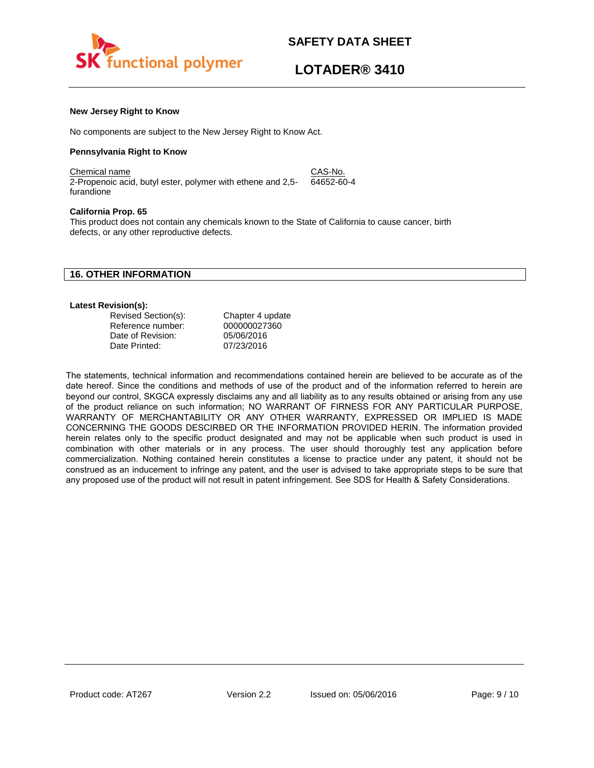**New Jersey Right to Know**

No components are subject to the New Jersey Right to Know Act.

**Pennsylvania Right to Know**

| Chemical name | CAS-No. |
|---|---|
| 2-Propenoic acid, butyl ester, polymer with ethene and 2,5-furandione | 64652-60-4 |

**California Prop. 65**

This product does not contain any chemicals known to the State of California to cause cancer, birth defects, or any other reproductive defects.

## 16. OTHER INFORMATION

**Latest Revision(s):**

| | |
|---|---|
| Revised Section(s): | Chapter 4 update |
| Reference number: | 000000027360 |
| Date of Revision: | 05/06/2016 |
| Date Printed: | 07/23/2016 |

The statements, technical information and recommendations contained herein are believed to be accurate as of the date hereof. Since the conditions and methods of use of the product and of the information referred to herein are beyond our control, SKGCA expressly disclaims any and all liability as to any results obtained or arising from any use of the product reliance on such information; NO WARRANT OF FIRNESS FOR ANY PARTICULAR PURPOSE, WARRANTY OF MERCHANTABILITY OR ANY OTHER WARRANTY, EXPRESSED OR IMPLIED IS MADE CONCERNING THE GOODS DESCRIBED OR THE INFORMATION PROVIDED HERIN. The information provided herein relates only to the specific product designated and may not be applicable when such product is used in combination with other materials or in any process. The user should thoroughly test any application before commercialization. Nothing contained herein constitutes a license to practice under any patent, it should not be construed as an inducement to infringe any patent, and the user is advised to take appropriate steps to be sure that any proposed use of the product will not result in patent infringement. See SDS for Health & Safety Considerations.